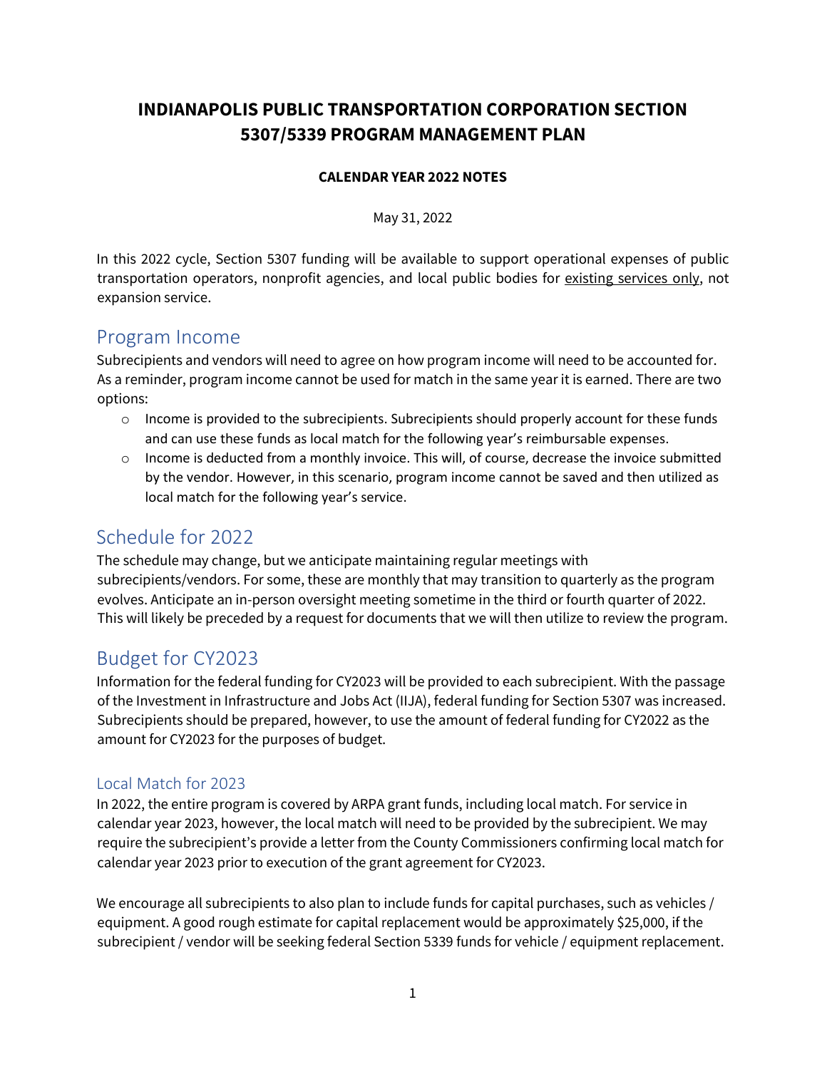# INDIANAPOLIS PUBLIC TRANSPORTATION CORPORATION SECTION 5307/5339 PROGRAM MANAGEMENT PLAN

**CALENDAR YEAR 2022 NOTES**

May 31, 2022

In this 2022 cycle, Section 5307 funding will be available to support operational expenses of public transportation operators, nonprofit agencies, and local public bodies for existing services only, not expansion service.

## Program Income

Subrecipients and vendors will need to agree on how program income will need to be accounted for. As a reminder, program income cannot be used for match in the same year it is earned. There are two options:

- Income is provided to the subrecipients. Subrecipients should properly account for these funds and can use these funds as local match for the following year's reimbursable expenses.
- Income is deducted from a monthly invoice. This will, of course, decrease the invoice submitted by the vendor. However, in this scenario, program income cannot be saved and then utilized as local match for the following year's service.

## Schedule for 2022

The schedule may change, but we anticipate maintaining regular meetings with subrecipients/vendors. For some, these are monthly that may transition to quarterly as the program evolves. Anticipate an in-person oversight meeting sometime in the third or fourth quarter of 2022. This will likely be preceded by a request for documents that we will then utilize to review the program.

## Budget for CY2023

Information for the federal funding for CY2023 will be provided to each subrecipient. With the passage of the Investment in Infrastructure and Jobs Act (IIJA), federal funding for Section 5307 was increased. Subrecipients should be prepared, however, to use the amount of federal funding for CY2022 as the amount for CY2023 for the purposes of budget.

### Local Match for 2023

In 2022, the entire program is covered by ARPA grant funds, including local match. For service in calendar year 2023, however, the local match will need to be provided by the subrecipient. We may require the subrecipient's provide a letter from the County Commissioners confirming local match for calendar year 2023 prior to execution of the grant agreement for CY2023.

We encourage all subrecipients to also plan to include funds for capital purchases, such as vehicles / equipment. A good rough estimate for capital replacement would be approximately $25,000, if the subrecipient / vendor will be seeking federal Section 5339 funds for vehicle / equipment replacement.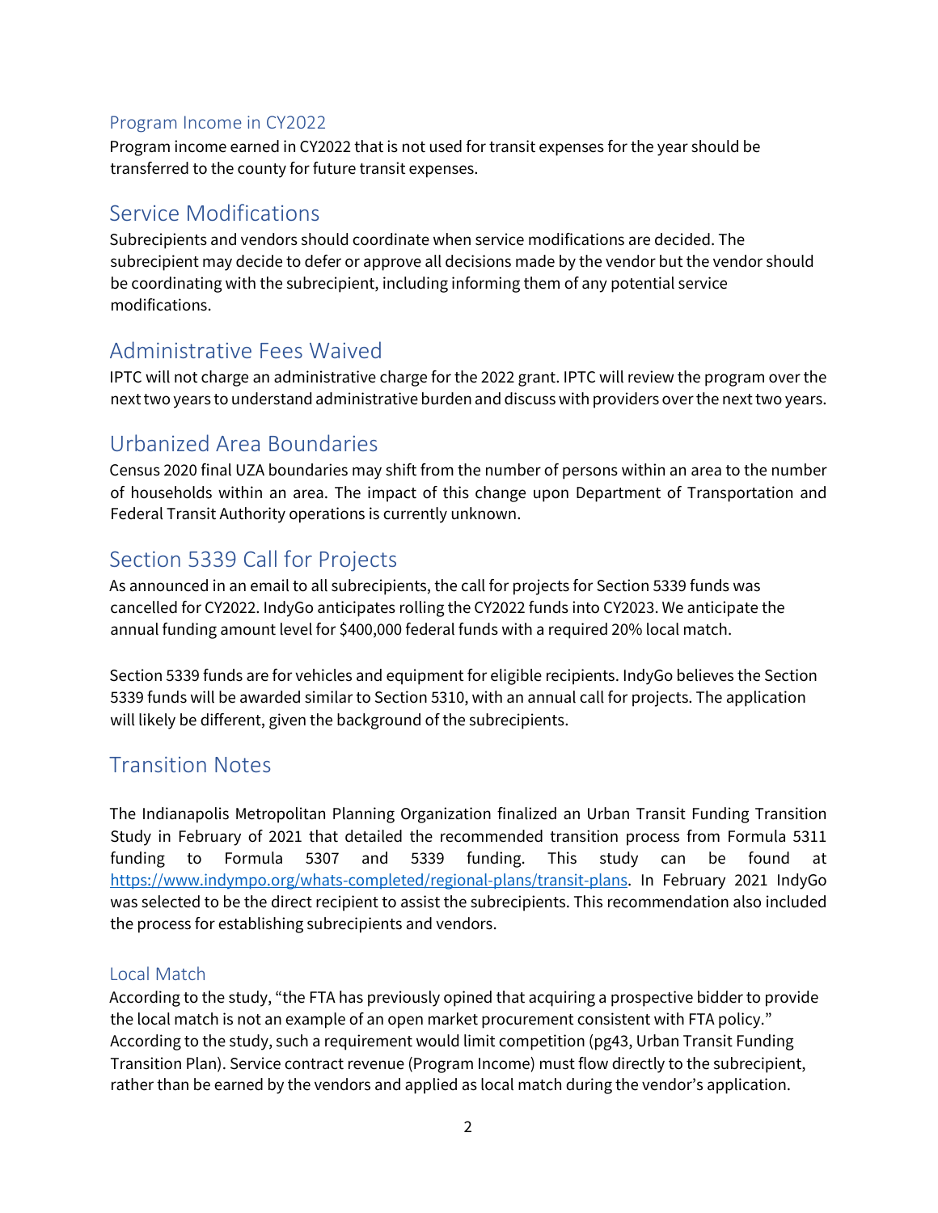### Program Income in CY2022

Program income earned in CY2022 that is not used for transit expenses for the year should be transferred to the county for future transit expenses.

## Service Modifications

Subrecipients and vendors should coordinate when service modifications are decided. The subrecipient may decide to defer or approve all decisions made by the vendor but the vendor should be coordinating with the subrecipient, including informing them of any potential service modifications.

## Administrative Fees Waived

IPTC will not charge an administrative charge for the 2022 grant. IPTC will review the program over the next two years to understand administrative burden and discuss with providers over the next two years.

## Urbanized Area Boundaries

Census 2020 final UZA boundaries may shift from the number of persons within an area to the number of households within an area. The impact of this change upon Department of Transportation and Federal Transit Authority operations is currently unknown.

## Section 5339 Call for Projects

As announced in an email to all subrecipients, the call for projects for Section 5339 funds was cancelled for CY2022. IndyGo anticipates rolling the CY2022 funds into CY2023. We anticipate the annual funding amount level for $400,000 federal funds with a required 20% local match.

Section 5339 funds are for vehicles and equipment for eligible recipients. IndyGo believes the Section 5339 funds will be awarded similar to Section 5310, with an annual call for projects. The application will likely be different, given the background of the subrecipients.

## Transition Notes

The Indianapolis Metropolitan Planning Organization finalized an Urban Transit Funding Transition Study in February of 2021 that detailed the recommended transition process from Formula 5311 funding to Formula 5307 and 5339 funding. This study can be found at [https://www.indympo.org/whats-completed/regional-plans/transit-plans](https://www.indympo.org/whats-completed/regional-plans/transit-plans). In February 2021 IndyGo was selected to be the direct recipient to assist the subrecipients. This recommendation also included the process for establishing subrecipients and vendors.

### Local Match

According to the study, "the FTA has previously opined that acquiring a prospective bidder to provide the local match is not an example of an open market procurement consistent with FTA policy." According to the study, such a requirement would limit competition (pg43, Urban Transit Funding Transition Plan). Service contract revenue (Program Income) must flow directly to the subrecipient, rather than be earned by the vendors and applied as local match during the vendor's application.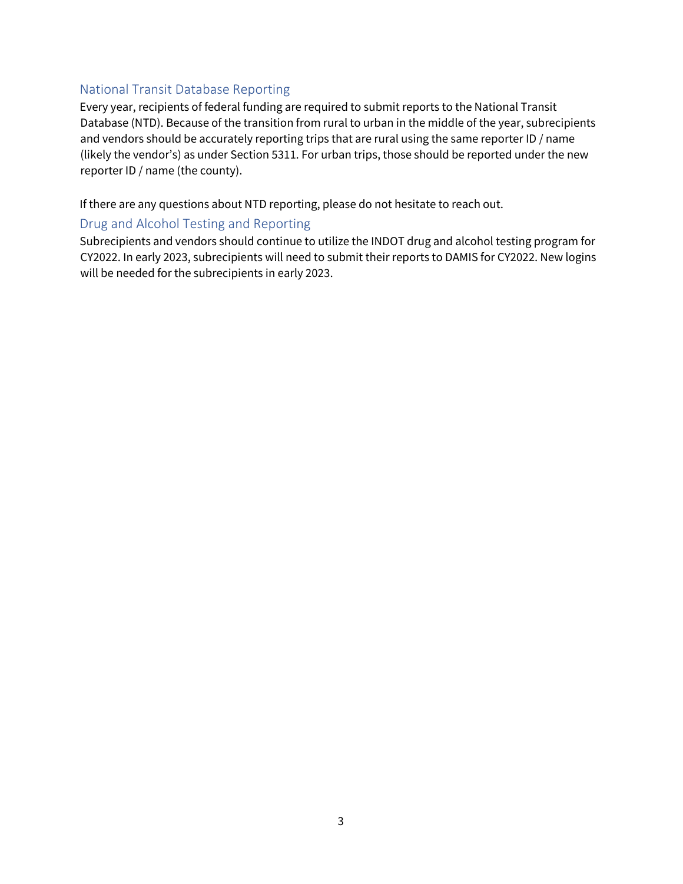## National Transit Database Reporting

Every year, recipients of federal funding are required to submit reports to the National Transit Database (NTD). Because of the transition from rural to urban in the middle of the year, subrecipients and vendors should be accurately reporting trips that are rural using the same reporter ID / name (likely the vendor's) as under Section 5311. For urban trips, those should be reported under the new reporter ID / name (the county).

If there are any questions about NTD reporting, please do not hesitate to reach out.

## Drug and Alcohol Testing and Reporting

Subrecipients and vendors should continue to utilize the INDOT drug and alcohol testing program for CY2022. In early 2023, subrecipients will need to submit their reports to DAMIS for CY2022. New logins will be needed for the subrecipients in early 2023.